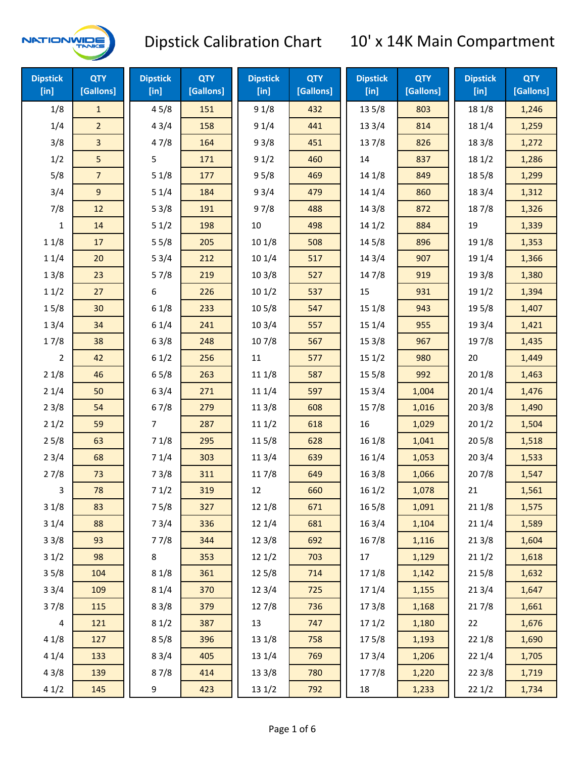# Dipstick Calibration Chart

## 10' x 14K Main Compartment

| Dipstick [in] | QTY [Gallons] | Dipstick [in] | QTY [Gallons] | Dipstick [in] | QTY [Gallons] | Dipstick [in] | QTY [Gallons] | Dipstick [in] | QTY [Gallons] |
|---|---|---|---|---|---|---|---|---|---|
| 1/8 | 1 | 4 5/8 | 151 | 9 1/8 | 432 | 13 5/8 | 803 | 18 1/8 | 1,246 |
| 1/4 | 2 | 4 3/4 | 158 | 9 1/4 | 441 | 13 3/4 | 814 | 18 1/4 | 1,259 |
| 3/8 | 3 | 4 7/8 | 164 | 9 3/8 | 451 | 13 7/8 | 826 | 18 3/8 | 1,272 |
| 1/2 | 5 | 5 | 171 | 9 1/2 | 460 | 14 | 837 | 18 1/2 | 1,286 |
| 5/8 | 7 | 5 1/8 | 177 | 9 5/8 | 469 | 14 1/8 | 849 | 18 5/8 | 1,299 |
| 3/4 | 9 | 5 1/4 | 184 | 9 3/4 | 479 | 14 1/4 | 860 | 18 3/4 | 1,312 |
| 7/8 | 12 | 5 3/8 | 191 | 9 7/8 | 488 | 14 3/8 | 872 | 18 7/8 | 1,326 |
| 1 | 14 | 5 1/2 | 198 | 10 | 498 | 14 1/2 | 884 | 19 | 1,339 |
| 1 1/8 | 17 | 5 5/8 | 205 | 10 1/8 | 508 | 14 5/8 | 896 | 19 1/8 | 1,353 |
| 1 1/4 | 20 | 5 3/4 | 212 | 10 1/4 | 517 | 14 3/4 | 907 | 19 1/4 | 1,366 |
| 1 3/8 | 23 | 5 7/8 | 219 | 10 3/8 | 527 | 14 7/8 | 919 | 19 3/8 | 1,380 |
| 1 1/2 | 27 | 6 | 226 | 10 1/2 | 537 | 15 | 931 | 19 1/2 | 1,394 |
| 1 5/8 | 30 | 6 1/8 | 233 | 10 5/8 | 547 | 15 1/8 | 943 | 19 5/8 | 1,407 |
| 1 3/4 | 34 | 6 1/4 | 241 | 10 3/4 | 557 | 15 1/4 | 955 | 19 3/4 | 1,421 |
| 1 7/8 | 38 | 6 3/8 | 248 | 10 7/8 | 567 | 15 3/8 | 967 | 19 7/8 | 1,435 |
| 2 | 42 | 6 1/2 | 256 | 11 | 577 | 15 1/2 | 980 | 20 | 1,449 |
| 2 1/8 | 46 | 6 5/8 | 263 | 11 1/8 | 587 | 15 5/8 | 992 | 20 1/8 | 1,463 |
| 2 1/4 | 50 | 6 3/4 | 271 | 11 1/4 | 597 | 15 3/4 | 1,004 | 20 1/4 | 1,476 |
| 2 3/8 | 54 | 6 7/8 | 279 | 11 3/8 | 608 | 15 7/8 | 1,016 | 20 3/8 | 1,490 |
| 2 1/2 | 59 | 7 | 287 | 11 1/2 | 618 | 16 | 1,029 | 20 1/2 | 1,504 |
| 2 5/8 | 63 | 7 1/8 | 295 | 11 5/8 | 628 | 16 1/8 | 1,041 | 20 5/8 | 1,518 |
| 2 3/4 | 68 | 7 1/4 | 303 | 11 3/4 | 639 | 16 1/4 | 1,053 | 20 3/4 | 1,533 |
| 2 7/8 | 73 | 7 3/8 | 311 | 11 7/8 | 649 | 16 3/8 | 1,066 | 20 7/8 | 1,547 |
| 3 | 78 | 7 1/2 | 319 | 12 | 660 | 16 1/2 | 1,078 | 21 | 1,561 |
| 3 1/8 | 83 | 7 5/8 | 327 | 12 1/8 | 671 | 16 5/8 | 1,091 | 21 1/8 | 1,575 |
| 3 1/4 | 88 | 7 3/4 | 336 | 12 1/4 | 681 | 16 3/4 | 1,104 | 21 1/4 | 1,589 |
| 3 3/8 | 93 | 7 7/8 | 344 | 12 3/8 | 692 | 16 7/8 | 1,116 | 21 3/8 | 1,604 |
| 3 1/2 | 98 | 8 | 353 | 12 1/2 | 703 | 17 | 1,129 | 21 1/2 | 1,618 |
| 3 5/8 | 104 | 8 1/8 | 361 | 12 5/8 | 714 | 17 1/8 | 1,142 | 21 5/8 | 1,632 |
| 3 3/4 | 109 | 8 1/4 | 370 | 12 3/4 | 725 | 17 1/4 | 1,155 | 21 3/4 | 1,647 |
| 3 7/8 | 115 | 8 3/8 | 379 | 12 7/8 | 736 | 17 3/8 | 1,168 | 21 7/8 | 1,661 |
| 4 | 121 | 8 1/2 | 387 | 13 | 747 | 17 1/2 | 1,180 | 22 | 1,676 |
| 4 1/8 | 127 | 8 5/8 | 396 | 13 1/8 | 758 | 17 5/8 | 1,193 | 22 1/8 | 1,690 |
| 4 1/4 | 133 | 8 3/4 | 405 | 13 1/4 | 769 | 17 3/4 | 1,206 | 22 1/4 | 1,705 |
| 4 3/8 | 139 | 8 7/8 | 414 | 13 3/8 | 780 | 17 7/8 | 1,220 | 22 3/8 | 1,719 |
| 4 1/2 | 145 | 9 | 423 | 13 1/2 | 792 | 18 | 1,233 | 22 1/2 | 1,734 |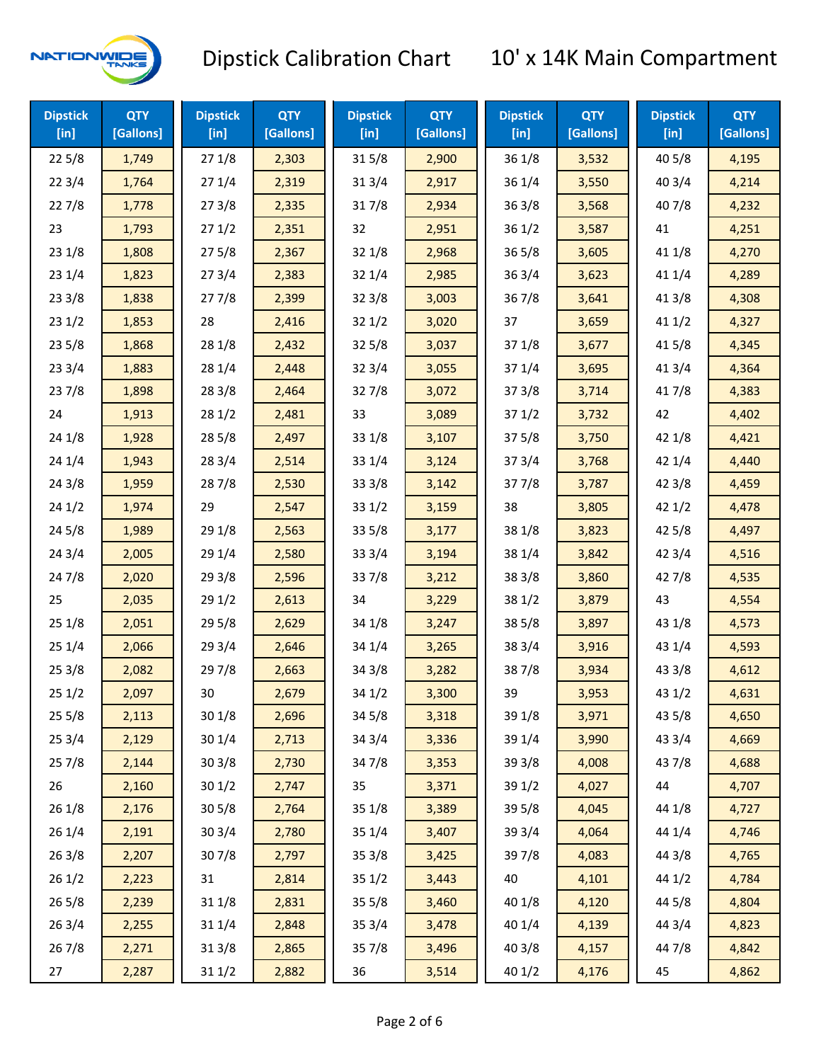# Dipstick Calibration Chart

## 10' x 14K Main Compartment

| Dipstick [in] | QTY [Gallons] | Dipstick [in] | QTY [Gallons] | Dipstick [in] | QTY [Gallons] | Dipstick [in] | QTY [Gallons] | Dipstick [in] | QTY [Gallons] |
|---|---|---|---|---|---|---|---|---|---|
| 22 5/8 | 1,749 | 27 1/8 | 2,303 | 31 5/8 | 2,900 | 36 1/8 | 3,532 | 40 5/8 | 4,195 |
| 22 3/4 | 1,764 | 27 1/4 | 2,319 | 31 3/4 | 2,917 | 36 1/4 | 3,550 | 40 3/4 | 4,214 |
| 22 7/8 | 1,778 | 27 3/8 | 2,335 | 31 7/8 | 2,934 | 36 3/8 | 3,568 | 40 7/8 | 4,232 |
| 23 | 1,793 | 27 1/2 | 2,351 | 32 | 2,951 | 36 1/2 | 3,587 | 41 | 4,251 |
| 23 1/8 | 1,808 | 27 5/8 | 2,367 | 32 1/8 | 2,968 | 36 5/8 | 3,605 | 41 1/8 | 4,270 |
| 23 1/4 | 1,823 | 27 3/4 | 2,383 | 32 1/4 | 2,985 | 36 3/4 | 3,623 | 41 1/4 | 4,289 |
| 23 3/8 | 1,838 | 27 7/8 | 2,399 | 32 3/8 | 3,003 | 36 7/8 | 3,641 | 41 3/8 | 4,308 |
| 23 1/2 | 1,853 | 28 | 2,416 | 32 1/2 | 3,020 | 37 | 3,659 | 41 1/2 | 4,327 |
| 23 5/8 | 1,868 | 28 1/8 | 2,432 | 32 5/8 | 3,037 | 37 1/8 | 3,677 | 41 5/8 | 4,345 |
| 23 3/4 | 1,883 | 28 1/4 | 2,448 | 32 3/4 | 3,055 | 37 1/4 | 3,695 | 41 3/4 | 4,364 |
| 23 7/8 | 1,898 | 28 3/8 | 2,464 | 32 7/8 | 3,072 | 37 3/8 | 3,714 | 41 7/8 | 4,383 |
| 24 | 1,913 | 28 1/2 | 2,481 | 33 | 3,089 | 37 1/2 | 3,732 | 42 | 4,402 |
| 24 1/8 | 1,928 | 28 5/8 | 2,497 | 33 1/8 | 3,107 | 37 5/8 | 3,750 | 42 1/8 | 4,421 |
| 24 1/4 | 1,943 | 28 3/4 | 2,514 | 33 1/4 | 3,124 | 37 3/4 | 3,768 | 42 1/4 | 4,440 |
| 24 3/8 | 1,959 | 28 7/8 | 2,530 | 33 3/8 | 3,142 | 37 7/8 | 3,787 | 42 3/8 | 4,459 |
| 24 1/2 | 1,974 | 29 | 2,547 | 33 1/2 | 3,159 | 38 | 3,805 | 42 1/2 | 4,478 |
| 24 5/8 | 1,989 | 29 1/8 | 2,563 | 33 5/8 | 3,177 | 38 1/8 | 3,823 | 42 5/8 | 4,497 |
| 24 3/4 | 2,005 | 29 1/4 | 2,580 | 33 3/4 | 3,194 | 38 1/4 | 3,842 | 42 3/4 | 4,516 |
| 24 7/8 | 2,020 | 29 3/8 | 2,596 | 33 7/8 | 3,212 | 38 3/8 | 3,860 | 42 7/8 | 4,535 |
| 25 | 2,035 | 29 1/2 | 2,613 | 34 | 3,229 | 38 1/2 | 3,879 | 43 | 4,554 |
| 25 1/8 | 2,051 | 29 5/8 | 2,629 | 34 1/8 | 3,247 | 38 5/8 | 3,897 | 43 1/8 | 4,573 |
| 25 1/4 | 2,066 | 29 3/4 | 2,646 | 34 1/4 | 3,265 | 38 3/4 | 3,916 | 43 1/4 | 4,593 |
| 25 3/8 | 2,082 | 29 7/8 | 2,663 | 34 3/8 | 3,282 | 38 7/8 | 3,934 | 43 3/8 | 4,612 |
| 25 1/2 | 2,097 | 30 | 2,679 | 34 1/2 | 3,300 | 39 | 3,953 | 43 1/2 | 4,631 |
| 25 5/8 | 2,113 | 30 1/8 | 2,696 | 34 5/8 | 3,318 | 39 1/8 | 3,971 | 43 5/8 | 4,650 |
| 25 3/4 | 2,129 | 30 1/4 | 2,713 | 34 3/4 | 3,336 | 39 1/4 | 3,990 | 43 3/4 | 4,669 |
| 25 7/8 | 2,144 | 30 3/8 | 2,730 | 34 7/8 | 3,353 | 39 3/8 | 4,008 | 43 7/8 | 4,688 |
| 26 | 2,160 | 30 1/2 | 2,747 | 35 | 3,371 | 39 1/2 | 4,027 | 44 | 4,707 |
| 26 1/8 | 2,176 | 30 5/8 | 2,764 | 35 1/8 | 3,389 | 39 5/8 | 4,045 | 44 1/8 | 4,727 |
| 26 1/4 | 2,191 | 30 3/4 | 2,780 | 35 1/4 | 3,407 | 39 3/4 | 4,064 | 44 1/4 | 4,746 |
| 26 3/8 | 2,207 | 30 7/8 | 2,797 | 35 3/8 | 3,425 | 39 7/8 | 4,083 | 44 3/8 | 4,765 |
| 26 1/2 | 2,223 | 31 | 2,814 | 35 1/2 | 3,443 | 40 | 4,101 | 44 1/2 | 4,784 |
| 26 5/8 | 2,239 | 31 1/8 | 2,831 | 35 5/8 | 3,460 | 40 1/8 | 4,120 | 44 5/8 | 4,804 |
| 26 3/4 | 2,255 | 31 1/4 | 2,848 | 35 3/4 | 3,478 | 40 1/4 | 4,139 | 44 3/4 | 4,823 |
| 26 7/8 | 2,271 | 31 3/8 | 2,865 | 35 7/8 | 3,496 | 40 3/8 | 4,157 | 44 7/8 | 4,842 |
| 27 | 2,287 | 31 1/2 | 2,882 | 36 | 3,514 | 40 1/2 | 4,176 | 45 | 4,862 |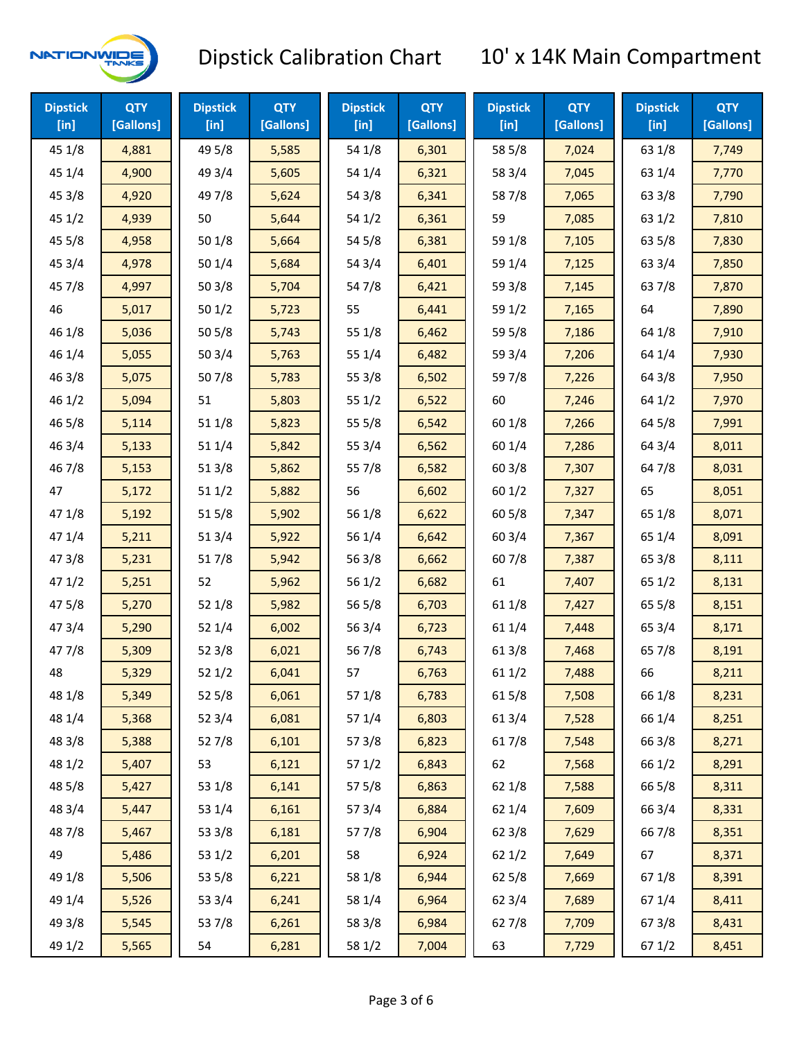# Dipstick Calibration Chart — 10' x 14K Main Compartment

| Dipstick [in] | QTY [Gallons] | Dipstick [in] | QTY [Gallons] | Dipstick [in] | QTY [Gallons] | Dipstick [in] | QTY [Gallons] | Dipstick [in] | QTY [Gallons] |
|---|---|---|---|---|---|---|---|---|---|
| 45 1/8 | 4,881 | 49 5/8 | 5,585 | 54 1/8 | 6,301 | 58 5/8 | 7,024 | 63 1/8 | 7,749 |
| 45 1/4 | 4,900 | 49 3/4 | 5,605 | 54 1/4 | 6,321 | 58 3/4 | 7,045 | 63 1/4 | 7,770 |
| 45 3/8 | 4,920 | 49 7/8 | 5,624 | 54 3/8 | 6,341 | 58 7/8 | 7,065 | 63 3/8 | 7,790 |
| 45 1/2 | 4,939 | 50 | 5,644 | 54 1/2 | 6,361 | 59 | 7,085 | 63 1/2 | 7,810 |
| 45 5/8 | 4,958 | 50 1/8 | 5,664 | 54 5/8 | 6,381 | 59 1/8 | 7,105 | 63 5/8 | 7,830 |
| 45 3/4 | 4,978 | 50 1/4 | 5,684 | 54 3/4 | 6,401 | 59 1/4 | 7,125 | 63 3/4 | 7,850 |
| 45 7/8 | 4,997 | 50 3/8 | 5,704 | 54 7/8 | 6,421 | 59 3/8 | 7,145 | 63 7/8 | 7,870 |
| 46 | 5,017 | 50 1/2 | 5,723 | 55 | 6,441 | 59 1/2 | 7,165 | 64 | 7,890 |
| 46 1/8 | 5,036 | 50 5/8 | 5,743 | 55 1/8 | 6,462 | 59 5/8 | 7,186 | 64 1/8 | 7,910 |
| 46 1/4 | 5,055 | 50 3/4 | 5,763 | 55 1/4 | 6,482 | 59 3/4 | 7,206 | 64 1/4 | 7,930 |
| 46 3/8 | 5,075 | 50 7/8 | 5,783 | 55 3/8 | 6,502 | 59 7/8 | 7,226 | 64 3/8 | 7,950 |
| 46 1/2 | 5,094 | 51 | 5,803 | 55 1/2 | 6,522 | 60 | 7,246 | 64 1/2 | 7,970 |
| 46 5/8 | 5,114 | 51 1/8 | 5,823 | 55 5/8 | 6,542 | 60 1/8 | 7,266 | 64 5/8 | 7,991 |
| 46 3/4 | 5,133 | 51 1/4 | 5,842 | 55 3/4 | 6,562 | 60 1/4 | 7,286 | 64 3/4 | 8,011 |
| 46 7/8 | 5,153 | 51 3/8 | 5,862 | 55 7/8 | 6,582 | 60 3/8 | 7,307 | 64 7/8 | 8,031 |
| 47 | 5,172 | 51 1/2 | 5,882 | 56 | 6,602 | 60 1/2 | 7,327 | 65 | 8,051 |
| 47 1/8 | 5,192 | 51 5/8 | 5,902 | 56 1/8 | 6,622 | 60 5/8 | 7,347 | 65 1/8 | 8,071 |
| 47 1/4 | 5,211 | 51 3/4 | 5,922 | 56 1/4 | 6,642 | 60 3/4 | 7,367 | 65 1/4 | 8,091 |
| 47 3/8 | 5,231 | 51 7/8 | 5,942 | 56 3/8 | 6,662 | 60 7/8 | 7,387 | 65 3/8 | 8,111 |
| 47 1/2 | 5,251 | 52 | 5,962 | 56 1/2 | 6,682 | 61 | 7,407 | 65 1/2 | 8,131 |
| 47 5/8 | 5,270 | 52 1/8 | 5,982 | 56 5/8 | 6,703 | 61 1/8 | 7,427 | 65 5/8 | 8,151 |
| 47 3/4 | 5,290 | 52 1/4 | 6,002 | 56 3/4 | 6,723 | 61 1/4 | 7,448 | 65 3/4 | 8,171 |
| 47 7/8 | 5,309 | 52 3/8 | 6,021 | 56 7/8 | 6,743 | 61 3/8 | 7,468 | 65 7/8 | 8,191 |
| 48 | 5,329 | 52 1/2 | 6,041 | 57 | 6,763 | 61 1/2 | 7,488 | 66 | 8,211 |
| 48 1/8 | 5,349 | 52 5/8 | 6,061 | 57 1/8 | 6,783 | 61 5/8 | 7,508 | 66 1/8 | 8,231 |
| 48 1/4 | 5,368 | 52 3/4 | 6,081 | 57 1/4 | 6,803 | 61 3/4 | 7,528 | 66 1/4 | 8,251 |
| 48 3/8 | 5,388 | 52 7/8 | 6,101 | 57 3/8 | 6,823 | 61 7/8 | 7,548 | 66 3/8 | 8,271 |
| 48 1/2 | 5,407 | 53 | 6,121 | 57 1/2 | 6,843 | 62 | 7,568 | 66 1/2 | 8,291 |
| 48 5/8 | 5,427 | 53 1/8 | 6,141 | 57 5/8 | 6,863 | 62 1/8 | 7,588 | 66 5/8 | 8,311 |
| 48 3/4 | 5,447 | 53 1/4 | 6,161 | 57 3/4 | 6,884 | 62 1/4 | 7,609 | 66 3/4 | 8,331 |
| 48 7/8 | 5,467 | 53 3/8 | 6,181 | 57 7/8 | 6,904 | 62 3/8 | 7,629 | 66 7/8 | 8,351 |
| 49 | 5,486 | 53 1/2 | 6,201 | 58 | 6,924 | 62 1/2 | 7,649 | 67 | 8,371 |
| 49 1/8 | 5,506 | 53 5/8 | 6,221 | 58 1/8 | 6,944 | 62 5/8 | 7,669 | 67 1/8 | 8,391 |
| 49 1/4 | 5,526 | 53 3/4 | 6,241 | 58 1/4 | 6,964 | 62 3/4 | 7,689 | 67 1/4 | 8,411 |
| 49 3/8 | 5,545 | 53 7/8 | 6,261 | 58 3/8 | 6,984 | 62 7/8 | 7,709 | 67 3/8 | 8,431 |
| 49 1/2 | 5,565 | 54 | 6,281 | 58 1/2 | 7,004 | 63 | 7,729 | 67 1/2 | 8,451 |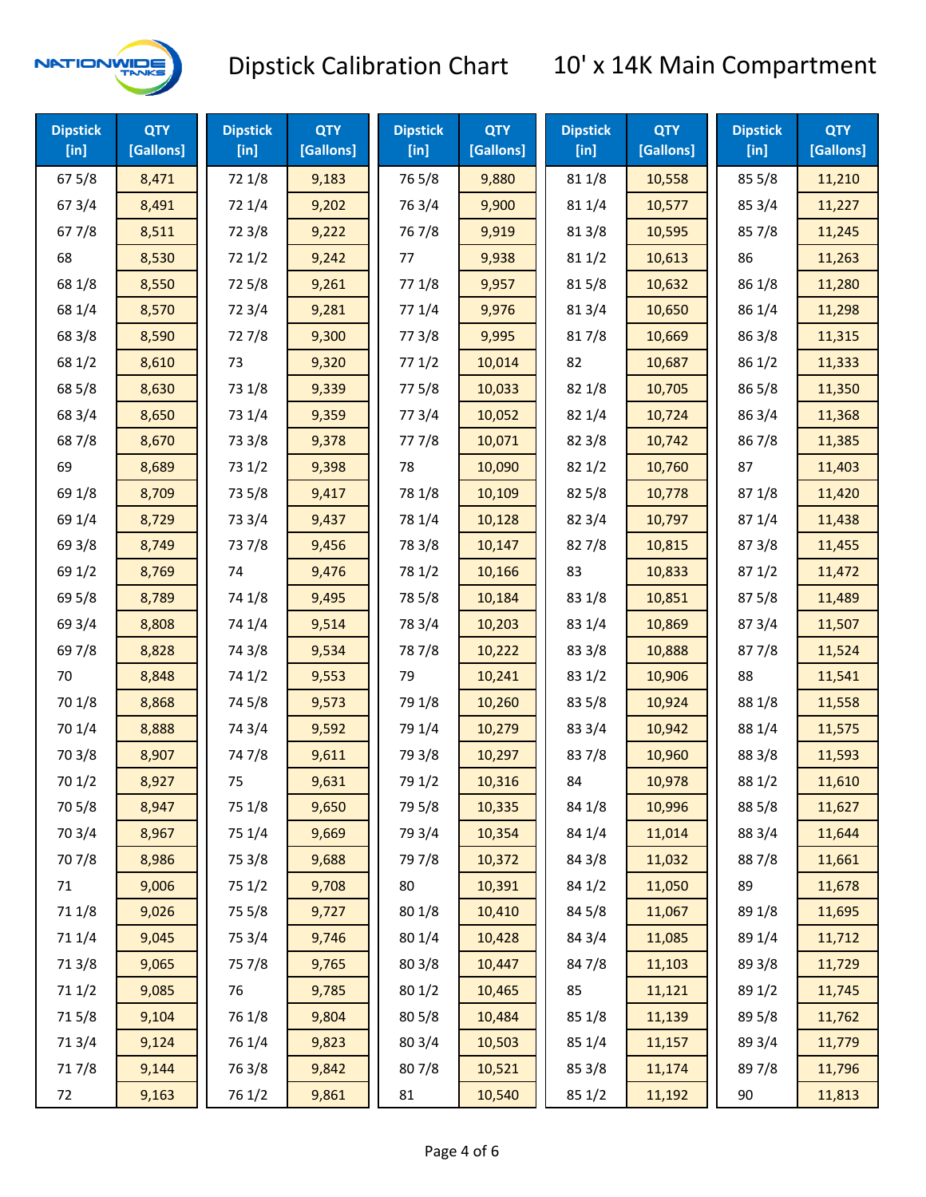# Dipstick Calibration Chart 10' x 14K Main Compartment

| Dipstick [in] | QTY [Gallons] | Dipstick [in] | QTY [Gallons] | Dipstick [in] | QTY [Gallons] | Dipstick [in] | QTY [Gallons] | Dipstick [in] | QTY [Gallons] |
|---|---|---|---|---|---|---|---|---|---|
| 67 5/8 | 8,471 | 72 1/8 | 9,183 | 76 5/8 | 9,880 | 81 1/8 | 10,558 | 85 5/8 | 11,210 |
| 67 3/4 | 8,491 | 72 1/4 | 9,202 | 76 3/4 | 9,900 | 81 1/4 | 10,577 | 85 3/4 | 11,227 |
| 67 7/8 | 8,511 | 72 3/8 | 9,222 | 76 7/8 | 9,919 | 81 3/8 | 10,595 | 85 7/8 | 11,245 |
| 68 | 8,530 | 72 1/2 | 9,242 | 77 | 9,938 | 81 1/2 | 10,613 | 86 | 11,263 |
| 68 1/8 | 8,550 | 72 5/8 | 9,261 | 77 1/8 | 9,957 | 81 5/8 | 10,632 | 86 1/8 | 11,280 |
| 68 1/4 | 8,570 | 72 3/4 | 9,281 | 77 1/4 | 9,976 | 81 3/4 | 10,650 | 86 1/4 | 11,298 |
| 68 3/8 | 8,590 | 72 7/8 | 9,300 | 77 3/8 | 9,995 | 81 7/8 | 10,669 | 86 3/8 | 11,315 |
| 68 1/2 | 8,610 | 73 | 9,320 | 77 1/2 | 10,014 | 82 | 10,687 | 86 1/2 | 11,333 |
| 68 5/8 | 8,630 | 73 1/8 | 9,339 | 77 5/8 | 10,033 | 82 1/8 | 10,705 | 86 5/8 | 11,350 |
| 68 3/4 | 8,650 | 73 1/4 | 9,359 | 77 3/4 | 10,052 | 82 1/4 | 10,724 | 86 3/4 | 11,368 |
| 68 7/8 | 8,670 | 73 3/8 | 9,378 | 77 7/8 | 10,071 | 82 3/8 | 10,742 | 86 7/8 | 11,385 |
| 69 | 8,689 | 73 1/2 | 9,398 | 78 | 10,090 | 82 1/2 | 10,760 | 87 | 11,403 |
| 69 1/8 | 8,709 | 73 5/8 | 9,417 | 78 1/8 | 10,109 | 82 5/8 | 10,778 | 87 1/8 | 11,420 |
| 69 1/4 | 8,729 | 73 3/4 | 9,437 | 78 1/4 | 10,128 | 82 3/4 | 10,797 | 87 1/4 | 11,438 |
| 69 3/8 | 8,749 | 73 7/8 | 9,456 | 78 3/8 | 10,147 | 82 7/8 | 10,815 | 87 3/8 | 11,455 |
| 69 1/2 | 8,769 | 74 | 9,476 | 78 1/2 | 10,166 | 83 | 10,833 | 87 1/2 | 11,472 |
| 69 5/8 | 8,789 | 74 1/8 | 9,495 | 78 5/8 | 10,184 | 83 1/8 | 10,851 | 87 5/8 | 11,489 |
| 69 3/4 | 8,808 | 74 1/4 | 9,514 | 78 3/4 | 10,203 | 83 1/4 | 10,869 | 87 3/4 | 11,507 |
| 69 7/8 | 8,828 | 74 3/8 | 9,534 | 78 7/8 | 10,222 | 83 3/8 | 10,888 | 87 7/8 | 11,524 |
| 70 | 8,848 | 74 1/2 | 9,553 | 79 | 10,241 | 83 1/2 | 10,906 | 88 | 11,541 |
| 70 1/8 | 8,868 | 74 5/8 | 9,573 | 79 1/8 | 10,260 | 83 5/8 | 10,924 | 88 1/8 | 11,558 |
| 70 1/4 | 8,888 | 74 3/4 | 9,592 | 79 1/4 | 10,279 | 83 3/4 | 10,942 | 88 1/4 | 11,575 |
| 70 3/8 | 8,907 | 74 7/8 | 9,611 | 79 3/8 | 10,297 | 83 7/8 | 10,960 | 88 3/8 | 11,593 |
| 70 1/2 | 8,927 | 75 | 9,631 | 79 1/2 | 10,316 | 84 | 10,978 | 88 1/2 | 11,610 |
| 70 5/8 | 8,947 | 75 1/8 | 9,650 | 79 5/8 | 10,335 | 84 1/8 | 10,996 | 88 5/8 | 11,627 |
| 70 3/4 | 8,967 | 75 1/4 | 9,669 | 79 3/4 | 10,354 | 84 1/4 | 11,014 | 88 3/4 | 11,644 |
| 70 7/8 | 8,986 | 75 3/8 | 9,688 | 79 7/8 | 10,372 | 84 3/8 | 11,032 | 88 7/8 | 11,661 |
| 71 | 9,006 | 75 1/2 | 9,708 | 80 | 10,391 | 84 1/2 | 11,050 | 89 | 11,678 |
| 71 1/8 | 9,026 | 75 5/8 | 9,727 | 80 1/8 | 10,410 | 84 5/8 | 11,067 | 89 1/8 | 11,695 |
| 71 1/4 | 9,045 | 75 3/4 | 9,746 | 80 1/4 | 10,428 | 84 3/4 | 11,085 | 89 1/4 | 11,712 |
| 71 3/8 | 9,065 | 75 7/8 | 9,765 | 80 3/8 | 10,447 | 84 7/8 | 11,103 | 89 3/8 | 11,729 |
| 71 1/2 | 9,085 | 76 | 9,785 | 80 1/2 | 10,465 | 85 | 11,121 | 89 1/2 | 11,745 |
| 71 5/8 | 9,104 | 76 1/8 | 9,804 | 80 5/8 | 10,484 | 85 1/8 | 11,139 | 89 5/8 | 11,762 |
| 71 3/4 | 9,124 | 76 1/4 | 9,823 | 80 3/4 | 10,503 | 85 1/4 | 11,157 | 89 3/4 | 11,779 |
| 71 7/8 | 9,144 | 76 3/8 | 9,842 | 80 7/8 | 10,521 | 85 3/8 | 11,174 | 89 7/8 | 11,796 |
| 72 | 9,163 | 76 1/2 | 9,861 | 81 | 10,540 | 85 1/2 | 11,192 | 90 | 11,813 |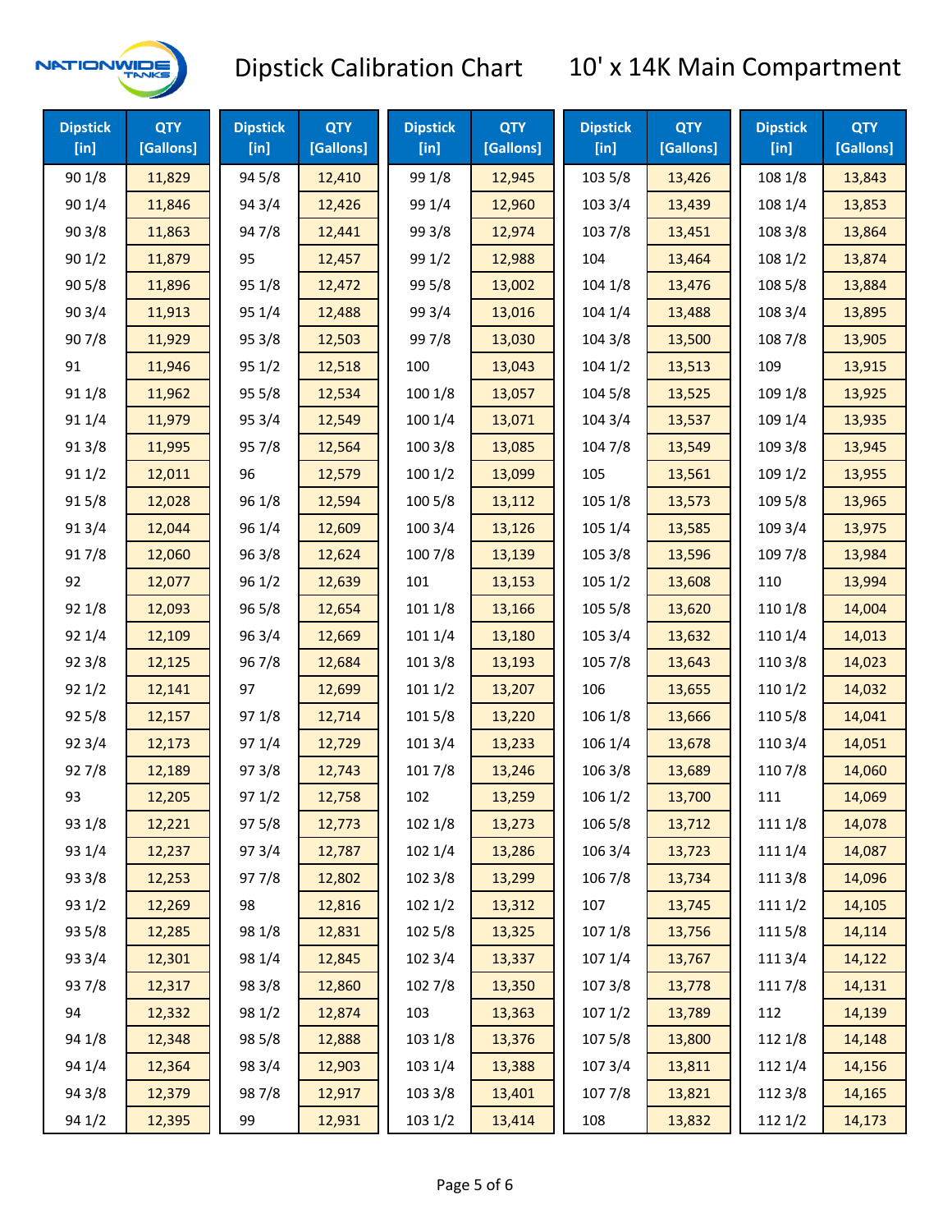# Dipstick Calibration Chart

## 10' x 14K Main Compartment

| Dipstick [in] | QTY [Gallons] | Dipstick [in] | QTY [Gallons] | Dipstick [in] | QTY [Gallons] | Dipstick [in] | QTY [Gallons] | Dipstick [in] | QTY [Gallons] |
|---|---|---|---|---|---|---|---|---|---|
| 90 1/8 | 11,829 | 94 5/8 | 12,410 | 99 1/8 | 12,945 | 103 5/8 | 13,426 | 108 1/8 | 13,843 |
| 90 1/4 | 11,846 | 94 3/4 | 12,426 | 99 1/4 | 12,960 | 103 3/4 | 13,439 | 108 1/4 | 13,853 |
| 90 3/8 | 11,863 | 94 7/8 | 12,441 | 99 3/8 | 12,974 | 103 7/8 | 13,451 | 108 3/8 | 13,864 |
| 90 1/2 | 11,879 | 95 | 12,457 | 99 1/2 | 12,988 | 104 | 13,464 | 108 1/2 | 13,874 |
| 90 5/8 | 11,896 | 95 1/8 | 12,472 | 99 5/8 | 13,002 | 104 1/8 | 13,476 | 108 5/8 | 13,884 |
| 90 3/4 | 11,913 | 95 1/4 | 12,488 | 99 3/4 | 13,016 | 104 1/4 | 13,488 | 108 3/4 | 13,895 |
| 90 7/8 | 11,929 | 95 3/8 | 12,503 | 99 7/8 | 13,030 | 104 3/8 | 13,500 | 108 7/8 | 13,905 |
| 91 | 11,946 | 95 1/2 | 12,518 | 100 | 13,043 | 104 1/2 | 13,513 | 109 | 13,915 |
| 91 1/8 | 11,962 | 95 5/8 | 12,534 | 100 1/8 | 13,057 | 104 5/8 | 13,525 | 109 1/8 | 13,925 |
| 91 1/4 | 11,979 | 95 3/4 | 12,549 | 100 1/4 | 13,071 | 104 3/4 | 13,537 | 109 1/4 | 13,935 |
| 91 3/8 | 11,995 | 95 7/8 | 12,564 | 100 3/8 | 13,085 | 104 7/8 | 13,549 | 109 3/8 | 13,945 |
| 91 1/2 | 12,011 | 96 | 12,579 | 100 1/2 | 13,099 | 105 | 13,561 | 109 1/2 | 13,955 |
| 91 5/8 | 12,028 | 96 1/8 | 12,594 | 100 5/8 | 13,112 | 105 1/8 | 13,573 | 109 5/8 | 13,965 |
| 91 3/4 | 12,044 | 96 1/4 | 12,609 | 100 3/4 | 13,126 | 105 1/4 | 13,585 | 109 3/4 | 13,975 |
| 91 7/8 | 12,060 | 96 3/8 | 12,624 | 100 7/8 | 13,139 | 105 3/8 | 13,596 | 109 7/8 | 13,984 |
| 92 | 12,077 | 96 1/2 | 12,639 | 101 | 13,153 | 105 1/2 | 13,608 | 110 | 13,994 |
| 92 1/8 | 12,093 | 96 5/8 | 12,654 | 101 1/8 | 13,166 | 105 5/8 | 13,620 | 110 1/8 | 14,004 |
| 92 1/4 | 12,109 | 96 3/4 | 12,669 | 101 1/4 | 13,180 | 105 3/4 | 13,632 | 110 1/4 | 14,013 |
| 92 3/8 | 12,125 | 96 7/8 | 12,684 | 101 3/8 | 13,193 | 105 7/8 | 13,643 | 110 3/8 | 14,023 |
| 92 1/2 | 12,141 | 97 | 12,699 | 101 1/2 | 13,207 | 106 | 13,655 | 110 1/2 | 14,032 |
| 92 5/8 | 12,157 | 97 1/8 | 12,714 | 101 5/8 | 13,220 | 106 1/8 | 13,666 | 110 5/8 | 14,041 |
| 92 3/4 | 12,173 | 97 1/4 | 12,729 | 101 3/4 | 13,233 | 106 1/4 | 13,678 | 110 3/4 | 14,051 |
| 92 7/8 | 12,189 | 97 3/8 | 12,743 | 101 7/8 | 13,246 | 106 3/8 | 13,689 | 110 7/8 | 14,060 |
| 93 | 12,205 | 97 1/2 | 12,758 | 102 | 13,259 | 106 1/2 | 13,700 | 111 | 14,069 |
| 93 1/8 | 12,221 | 97 5/8 | 12,773 | 102 1/8 | 13,273 | 106 5/8 | 13,712 | 111 1/8 | 14,078 |
| 93 1/4 | 12,237 | 97 3/4 | 12,787 | 102 1/4 | 13,286 | 106 3/4 | 13,723 | 111 1/4 | 14,087 |
| 93 3/8 | 12,253 | 97 7/8 | 12,802 | 102 3/8 | 13,299 | 106 7/8 | 13,734 | 111 3/8 | 14,096 |
| 93 1/2 | 12,269 | 98 | 12,816 | 102 1/2 | 13,312 | 107 | 13,745 | 111 1/2 | 14,105 |
| 93 5/8 | 12,285 | 98 1/8 | 12,831 | 102 5/8 | 13,325 | 107 1/8 | 13,756 | 111 5/8 | 14,114 |
| 93 3/4 | 12,301 | 98 1/4 | 12,845 | 102 3/4 | 13,337 | 107 1/4 | 13,767 | 111 3/4 | 14,122 |
| 93 7/8 | 12,317 | 98 3/8 | 12,860 | 102 7/8 | 13,350 | 107 3/8 | 13,778 | 111 7/8 | 14,131 |
| 94 | 12,332 | 98 1/2 | 12,874 | 103 | 13,363 | 107 1/2 | 13,789 | 112 | 14,139 |
| 94 1/8 | 12,348 | 98 5/8 | 12,888 | 103 1/8 | 13,376 | 107 5/8 | 13,800 | 112 1/8 | 14,148 |
| 94 1/4 | 12,364 | 98 3/4 | 12,903 | 103 1/4 | 13,388 | 107 3/4 | 13,811 | 112 1/4 | 14,156 |
| 94 3/8 | 12,379 | 98 7/8 | 12,917 | 103 3/8 | 13,401 | 107 7/8 | 13,821 | 112 3/8 | 14,165 |
| 94 1/2 | 12,395 | 99 | 12,931 | 103 1/2 | 13,414 | 108 | 13,832 | 112 1/2 | 14,173 |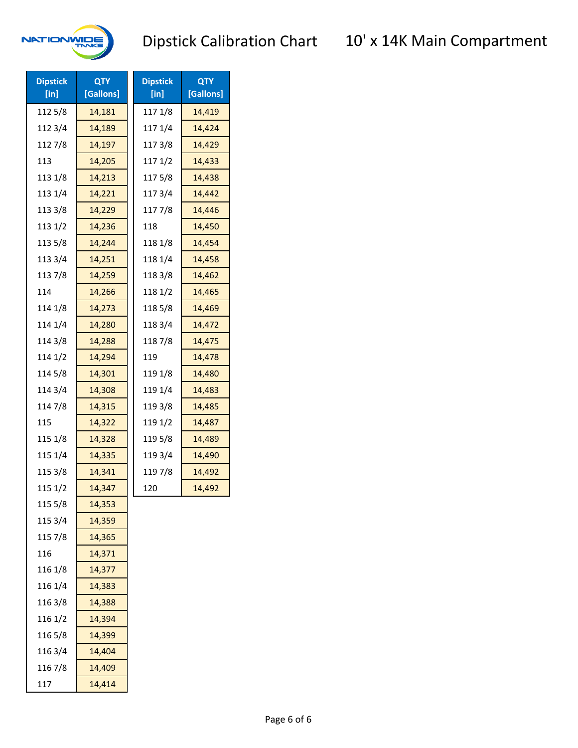# Dipstick Calibration Chart 10' x 14K Main Compartment

| Dipstick [in] | QTY [Gallons] | Dipstick [in] | QTY [Gallons] |
|---|---|---|---|
| 112 5/8 | 14,181 | 117 1/8 | 14,419 |
| 112 3/4 | 14,189 | 117 1/4 | 14,424 |
| 112 7/8 | 14,197 | 117 3/8 | 14,429 |
| 113 | 14,205 | 117 1/2 | 14,433 |
| 113 1/8 | 14,213 | 117 5/8 | 14,438 |
| 113 1/4 | 14,221 | 117 3/4 | 14,442 |
| 113 3/8 | 14,229 | 117 7/8 | 14,446 |
| 113 1/2 | 14,236 | 118 | 14,450 |
| 113 5/8 | 14,244 | 118 1/8 | 14,454 |
| 113 3/4 | 14,251 | 118 1/4 | 14,458 |
| 113 7/8 | 14,259 | 118 3/8 | 14,462 |
| 114 | 14,266 | 118 1/2 | 14,465 |
| 114 1/8 | 14,273 | 118 5/8 | 14,469 |
| 114 1/4 | 14,280 | 118 3/4 | 14,472 |
| 114 3/8 | 14,288 | 118 7/8 | 14,475 |
| 114 1/2 | 14,294 | 119 | 14,478 |
| 114 5/8 | 14,301 | 119 1/8 | 14,480 |
| 114 3/4 | 14,308 | 119 1/4 | 14,483 |
| 114 7/8 | 14,315 | 119 3/8 | 14,485 |
| 115 | 14,322 | 119 1/2 | 14,487 |
| 115 1/8 | 14,328 | 119 5/8 | 14,489 |
| 115 1/4 | 14,335 | 119 3/4 | 14,490 |
| 115 3/8 | 14,341 | 119 7/8 | 14,492 |
| 115 1/2 | 14,347 | 120 | 14,492 |
| 115 5/8 | 14,353 | | |
| 115 3/4 | 14,359 | | |
| 115 7/8 | 14,365 | | |
| 116 | 14,371 | | |
| 116 1/8 | 14,377 | | |
| 116 1/4 | 14,383 | | |
| 116 3/8 | 14,388 | | |
| 116 1/2 | 14,394 | | |
| 116 5/8 | 14,399 | | |
| 116 3/4 | 14,404 | | |
| 116 7/8 | 14,409 | | |
| 117 | 14,414 | | |